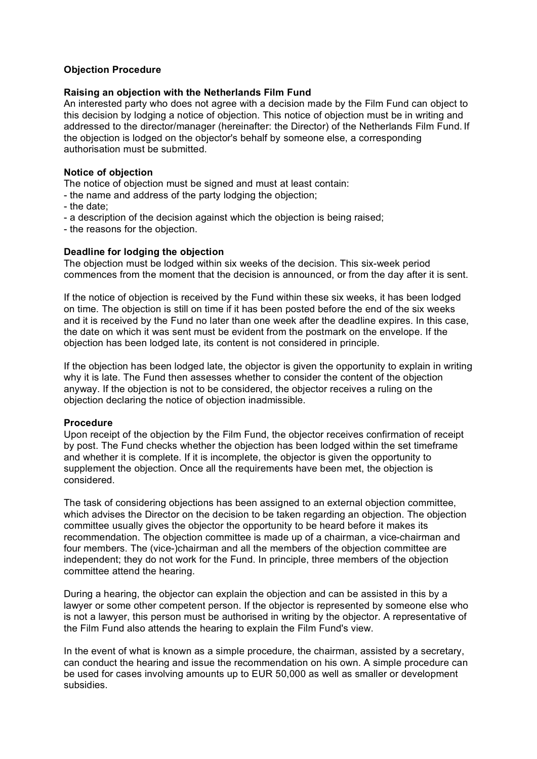# Objection Procedure

## Raising an objection with the Netherlands Film Fund

An interested party who does not agree with a decision made by the Film Fund can object to this decision by lodging a notice of objection. This notice of objection must be in writing and addressed to the director/manager (hereinafter: the Director) of the Netherlands Film Fund. If the objection is lodged on the objector's behalf by someone else, a corresponding authorisation must be submitted.

## Notice of objection

The notice of objection must be signed and must at least contain:

- the name and address of the party lodging the objection;
- the date;
- a description of the decision against which the objection is being raised;
- the reasons for the objection.

## Deadline for lodging the objection

The objection must be lodged within six weeks of the decision. This six-week period commences from the moment that the decision is announced, or from the day after it is sent.

If the notice of objection is received by the Fund within these six weeks, it has been lodged on time. The objection is still on time if it has been posted before the end of the six weeks and it is received by the Fund no later than one week after the deadline expires. In this case, the date on which it was sent must be evident from the postmark on the envelope. If the objection has been lodged late, its content is not considered in principle.

If the objection has been lodged late, the objector is given the opportunity to explain in writing why it is late. The Fund then assesses whether to consider the content of the objection anyway. If the objection is not to be considered, the objector receives a ruling on the objection declaring the notice of objection inadmissible.

## Procedure

Upon receipt of the objection by the Film Fund, the objector receives confirmation of receipt by post. The Fund checks whether the objection has been lodged within the set timeframe and whether it is complete. If it is incomplete, the objector is given the opportunity to supplement the objection. Once all the requirements have been met, the objection is considered.

The task of considering objections has been assigned to an external objection committee, which advises the Director on the decision to be taken regarding an objection. The objection committee usually gives the objector the opportunity to be heard before it makes its recommendation. The objection committee is made up of a chairman, a vice-chairman and four members. The (vice-)chairman and all the members of the objection committee are independent; they do not work for the Fund. In principle, three members of the objection committee attend the hearing.

During a hearing, the objector can explain the objection and can be assisted in this by a lawyer or some other competent person. If the objector is represented by someone else who is not a lawyer, this person must be authorised in writing by the objector. A representative of the Film Fund also attends the hearing to explain the Film Fund's view.

In the event of what is known as a simple procedure, the chairman, assisted by a secretary, can conduct the hearing and issue the recommendation on his own. A simple procedure can be used for cases involving amounts up to EUR 50,000 as well as smaller or development subsidies.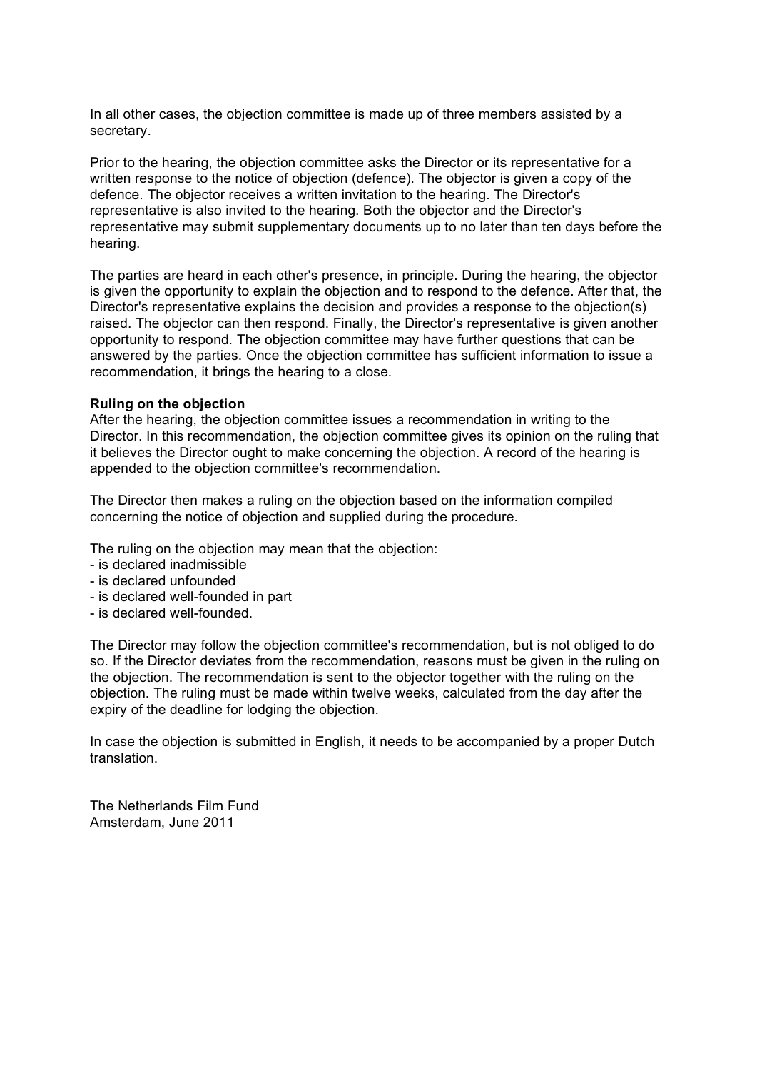In all other cases, the objection committee is made up of three members assisted by a secretary.

Prior to the hearing, the objection committee asks the Director or its representative for a written response to the notice of objection (defence). The objector is given a copy of the defence. The objector receives a written invitation to the hearing. The Director's representative is also invited to the hearing. Both the objector and the Director's representative may submit supplementary documents up to no later than ten days before the hearing.

The parties are heard in each other's presence, in principle. During the hearing, the objector is given the opportunity to explain the objection and to respond to the defence. After that, the Director's representative explains the decision and provides a response to the objection(s) raised. The objector can then respond. Finally, the Director's representative is given another opportunity to respond. The objection committee may have further questions that can be answered by the parties. Once the objection committee has sufficient information to issue a recommendation, it brings the hearing to a close.

**Ruling on the objection**

After the hearing, the objection committee issues a recommendation in writing to the Director. In this recommendation, the objection committee gives its opinion on the ruling that it believes the Director ought to make concerning the objection. A record of the hearing is appended to the objection committee's recommendation.

The Director then makes a ruling on the objection based on the information compiled concerning the notice of objection and supplied during the procedure.

The ruling on the objection may mean that the objection:
- is declared inadmissible
- is declared unfounded
- is declared well-founded in part
- is declared well-founded.

The Director may follow the objection committee's recommendation, but is not obliged to do so. If the Director deviates from the recommendation, reasons must be given in the ruling on the objection. The recommendation is sent to the objector together with the ruling on the objection. The ruling must be made within twelve weeks, calculated from the day after the expiry of the deadline for lodging the objection.

In case the objection is submitted in English, it needs to be accompanied by a proper Dutch translation.

The Netherlands Film Fund
Amsterdam, June 2011